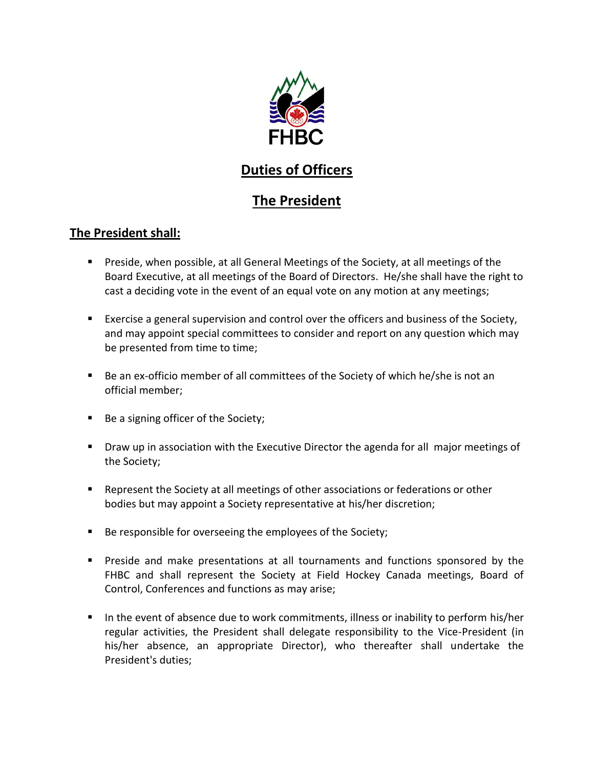FHBC

# Duties of Officers

## The President

### The President shall:

- Preside, when possible, at all General Meetings of the Society, at all meetings of the Board Executive, at all meetings of the Board of Directors. He/she shall have the right to cast a deciding vote in the event of an equal vote on any motion at any meetings;
- Exercise a general supervision and control over the officers and business of the Society, and may appoint special committees to consider and report on any question which may be presented from time to time;
- Be an ex-officio member of all committees of the Society of which he/she is not an official member;
- Be a signing officer of the Society;
- Draw up in association with the Executive Director the agenda for all major meetings of the Society;
- Represent the Society at all meetings of other associations or federations or other bodies but may appoint a Society representative at his/her discretion;
- Be responsible for overseeing the employees of the Society;
- Preside and make presentations at all tournaments and functions sponsored by the FHBC and shall represent the Society at Field Hockey Canada meetings, Board of Control, Conferences and functions as may arise;
- In the event of absence due to work commitments, illness or inability to perform his/her regular activities, the President shall delegate responsibility to the Vice-President (in his/her absence, an appropriate Director), who thereafter shall undertake the President's duties;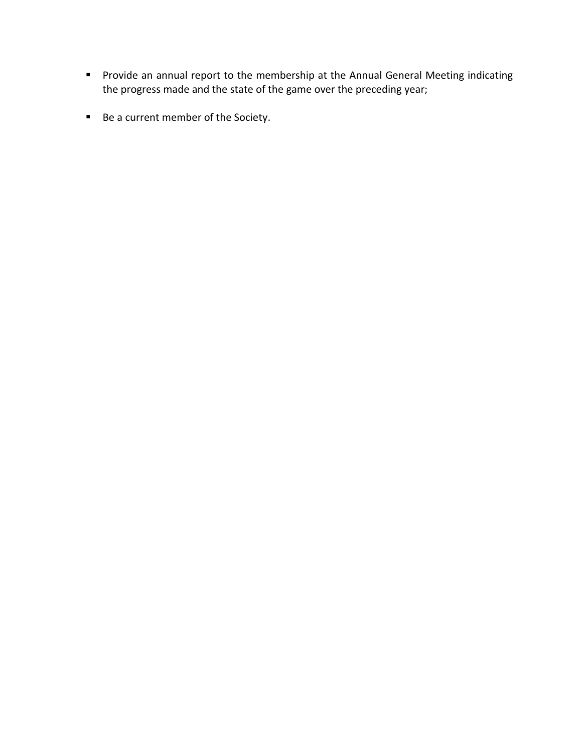- Provide an annual report to the membership at the Annual General Meeting indicating the progress made and the state of the game over the preceding year;

- Be a current member of the Society.